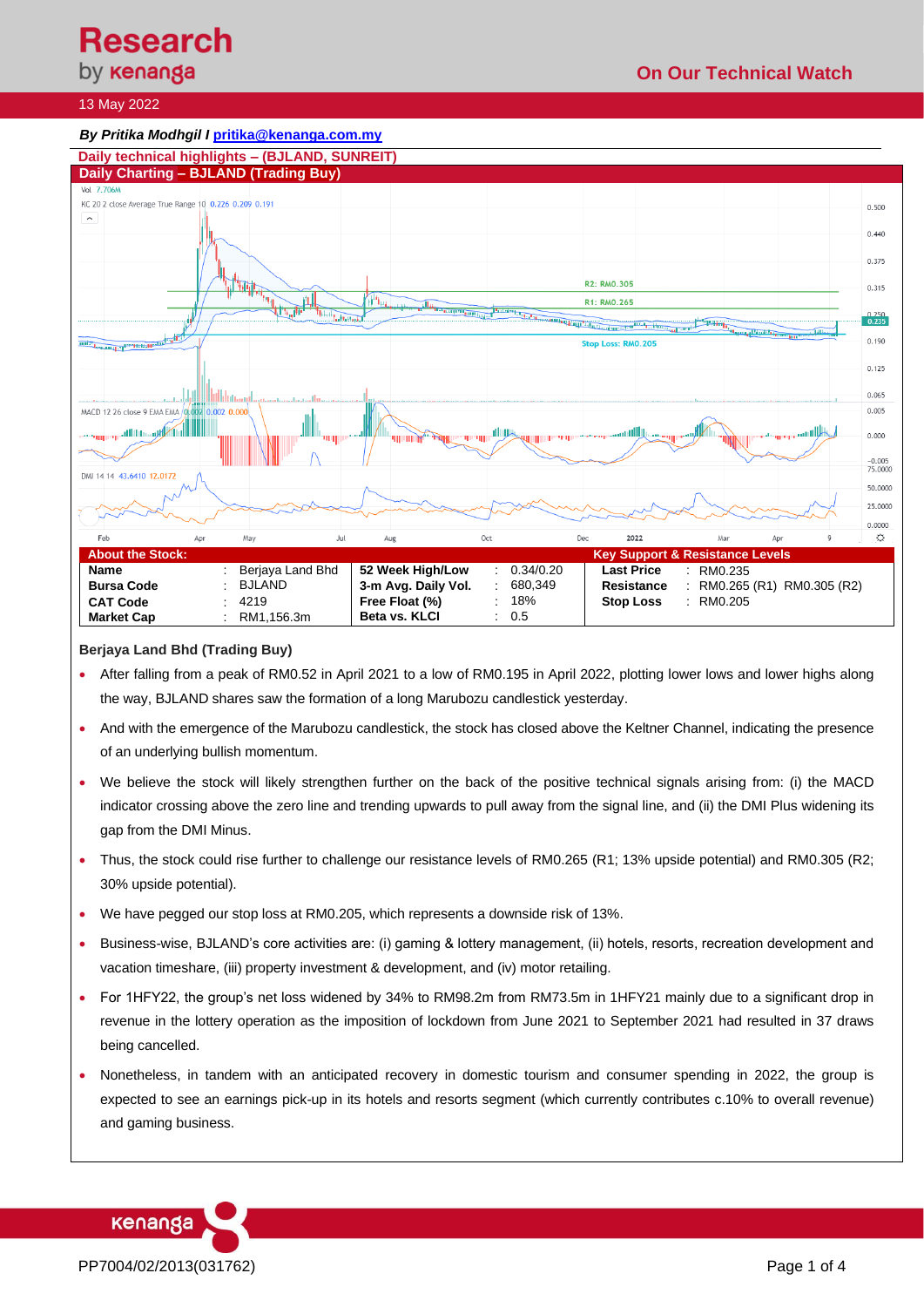# Research by kenanga

**On Our Technical Watch**

13 May 2022

***By Pritika Modhgil I pritika@kenanga.com.my***

## Daily technical highlights – (BJLAND, SUNREIT)

### Daily Charting – BJLAND (Trading Buy)

| About the Stock: | | | | | | Key Support & Resistance Levels | | |
|---|---|---|---|---|---|---|---|---|
| **Name** | : | Berjaya Land Bhd | **52 Week High/Low** | : | 0.34/0.20 | **Last Price** | : | RM0.235 |
| **Bursa Code** | : | BJLAND | **3-m Avg. Daily Vol.** | : | 680,349 | **Resistance** | : | RM0.265 (R1) RM0.305 (R2) |
| **CAT Code** | : | 4219 | **Free Float (%)** | : | 18% | **Stop Loss** | : | RM0.205 |
| **Market Cap** | : | RM1,156.3m | **Beta vs. KLCI** | : | 0.5 | | | |

**Berjaya Land Bhd (Trading Buy)**

- After falling from a peak of RM0.52 in April 2021 to a low of RM0.195 in April 2022, plotting lower lows and lower highs along the way, BJLAND shares saw the formation of a long Marubozu candlestick yesterday.
- And with the emergence of the Marubozu candlestick, the stock has closed above the Keltner Channel, indicating the presence of an underlying bullish momentum.
- We believe the stock will likely strengthen further on the back of the positive technical signals arising from: (i) the MACD indicator crossing above the zero line and trending upwards to pull away from the signal line, and (ii) the DMI Plus widening its gap from the DMI Minus.
- Thus, the stock could rise further to challenge our resistance levels of RM0.265 (R1; 13% upside potential) and RM0.305 (R2; 30% upside potential).
- We have pegged our stop loss at RM0.205, which represents a downside risk of 13%.
- Business-wise, BJLAND's core activities are: (i) gaming & lottery management, (ii) hotels, resorts, recreation development and vacation timeshare, (iii) property investment & development, and (iv) motor retailing.
- For 1HFY22, the group's net loss widened by 34% to RM98.2m from RM73.5m in 1HFY21 mainly due to a significant drop in revenue in the lottery operation as the imposition of lockdown from June 2021 to September 2021 had resulted in 37 draws being cancelled.
- Nonetheless, in tandem with an anticipated recovery in domestic tourism and consumer spending in 2022, the group is expected to see an earnings pick-up in its hotels and resorts segment (which currently contributes c.10% to overall revenue) and gaming business.

PP7004/02/2013(031762)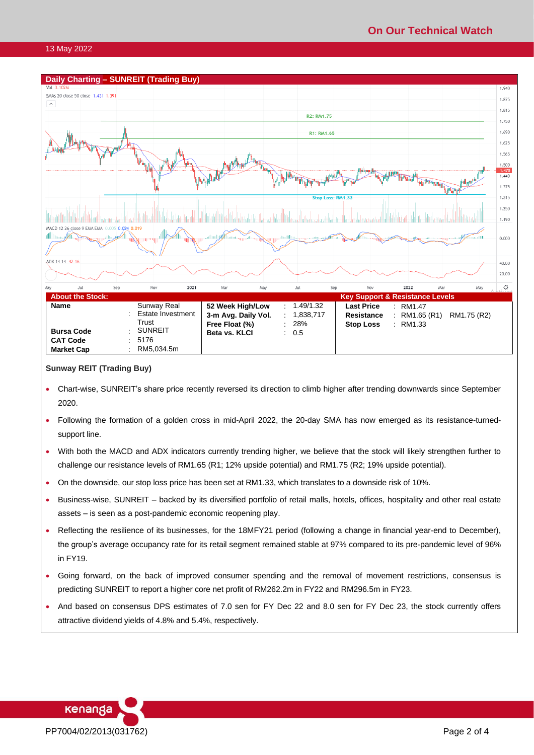## Daily Charting – SUNREIT (Trading Buy)

| About the Stock: | | | | | | Key Support & Resistance Levels | | |
|---|---|---|---|---|---|---|---|---|
| **Name** | : | Sunway Real Estate Investment Trust | **52 Week High/Low** | : | 1.49/1.32 | **Last Price** | : | RM1.47 |
| **Bursa Code** | : | SUNREIT | **3-m Avg. Daily Vol.** | : | 1,838,717 | **Resistance** | : | RM1.65 (R1) RM1.75 (R2) |
| **CAT Code** | : | 5176 | **Free Float (%)** | : | 28% | **Stop Loss** | : | RM1.33 |
| **Market Cap** | : | RM5,034.5m | **Beta vs. KLCI** | : | 0.5 | | | |

**Sunway REIT (Trading Buy)**

- Chart-wise, SUNREIT's share price recently reversed its direction to climb higher after trending downwards since September 2020.
- Following the formation of a golden cross in mid-April 2022, the 20-day SMA has now emerged as its resistance-turned-support line.
- With both the MACD and ADX indicators currently trending higher, we believe that the stock will likely strengthen further to challenge our resistance levels of RM1.65 (R1; 12% upside potential) and RM1.75 (R2; 19% upside potential).
- On the downside, our stop loss price has been set at RM1.33, which translates to a downside risk of 10%.
- Business-wise, SUNREIT – backed by its diversified portfolio of retail malls, hotels, offices, hospitality and other real estate assets – is seen as a post-pandemic economic reopening play.
- Reflecting the resilience of its businesses, for the 18MFY21 period (following a change in financial year-end to December), the group's average occupancy rate for its retail segment remained stable at 97% compared to its pre-pandemic level of 96% in FY19.
- Going forward, on the back of improved consumer spending and the removal of movement restrictions, consensus is predicting SUNREIT to report a higher core net profit of RM262.2m in FY22 and RM296.5m in FY23.
- And based on consensus DPS estimates of 7.0 sen for FY Dec 22 and 8.0 sen for FY Dec 23, the stock currently offers attractive dividend yields of 4.8% and 5.4%, respectively.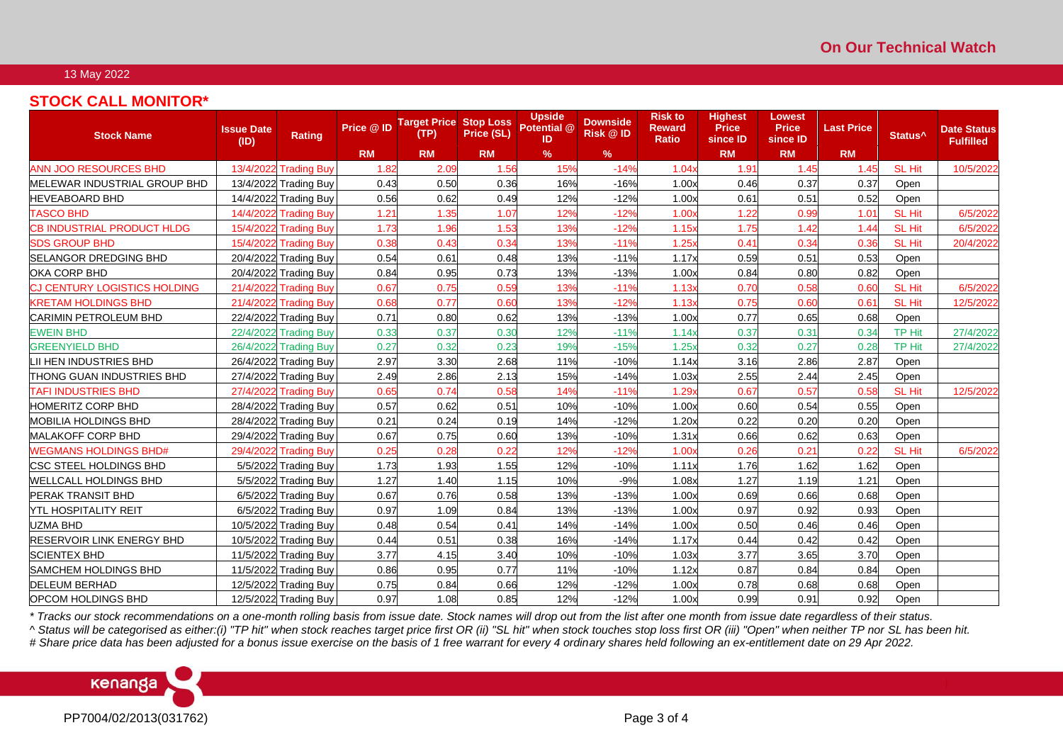13 May 2022

## STOCK CALL MONITOR*

| Stock Name | Issue Date (ID) | Rating | Price @ ID | Target Price (TP) | Stop Loss Price (SL) | Upside Potential @ ID | Downside Risk @ ID | Risk to Reward Ratio | Highest Price since ID | Lowest Price since ID | Last Price | Status^ | Date Status Fulfilled |
|---|---|---|---|---|---|---|---|---|---|---|---|---|---|
| | | | RM | RM | RM | % | % | | RM | RM | RM | | |
| ANN JOO RESOURCES BHD | 13/4/2022 | Trading Buy | 1.82 | 2.09 | 1.56 | 15% | -14% | 1.04x | 1.91 | 1.45 | 1.45 | SL Hit | 10/5/2022 |
| MELEWAR INDUSTRIAL GROUP BHD | 13/4/2022 | Trading Buy | 0.43 | 0.50 | 0.36 | 16% | -16% | 1.00x | 0.46 | 0.37 | 0.37 | Open | |
| HEVEABOARD BHD | 14/4/2022 | Trading Buy | 0.56 | 0.62 | 0.49 | 12% | -12% | 1.00x | 0.61 | 0.51 | 0.52 | Open | |
| TASCO BHD | 14/4/2022 | Trading Buy | 1.21 | 1.35 | 1.07 | 12% | -12% | 1.00x | 1.22 | 0.99 | 1.01 | SL Hit | 6/5/2022 |
| CB INDUSTRIAL PRODUCT HLDG | 15/4/2022 | Trading Buy | 1.73 | 1.96 | 1.53 | 13% | -12% | 1.15x | 1.75 | 1.42 | 1.44 | SL Hit | 6/5/2022 |
| SDS GROUP BHD | 15/4/2022 | Trading Buy | 0.38 | 0.43 | 0.34 | 13% | -11% | 1.25x | 0.41 | 0.34 | 0.36 | SL Hit | 20/4/2022 |
| SELANGOR DREDGING BHD | 20/4/2022 | Trading Buy | 0.54 | 0.61 | 0.48 | 13% | -11% | 1.17x | 0.59 | 0.51 | 0.53 | Open | |
| OKA CORP BHD | 20/4/2022 | Trading Buy | 0.84 | 0.95 | 0.73 | 13% | -13% | 1.00x | 0.84 | 0.80 | 0.82 | Open | |
| CJ CENTURY LOGISTICS HOLDING | 21/4/2022 | Trading Buy | 0.67 | 0.75 | 0.59 | 13% | -11% | 1.13x | 0.70 | 0.58 | 0.60 | SL Hit | 6/5/2022 |
| KRETAM HOLDINGS BHD | 21/4/2022 | Trading Buy | 0.68 | 0.77 | 0.60 | 13% | -12% | 1.13x | 0.75 | 0.60 | 0.61 | SL Hit | 12/5/2022 |
| CARIMIN PETROLEUM BHD | 22/4/2022 | Trading Buy | 0.71 | 0.80 | 0.62 | 13% | -13% | 1.00x | 0.77 | 0.65 | 0.68 | Open | |
| EWEIN BHD | 22/4/2022 | Trading Buy | 0.33 | 0.37 | 0.30 | 12% | -11% | 1.14x | 0.37 | 0.31 | 0.34 | TP Hit | 27/4/2022 |
| GREENYIELD BHD | 26/4/2022 | Trading Buy | 0.27 | 0.32 | 0.23 | 19% | -15% | 1.25x | 0.32 | 0.27 | 0.28 | TP Hit | 27/4/2022 |
| LII HEN INDUSTRIES BHD | 26/4/2022 | Trading Buy | 2.97 | 3.30 | 2.68 | 11% | -10% | 1.14x | 3.16 | 2.86 | 2.87 | Open | |
| THONG GUAN INDUSTRIES BHD | 27/4/2022 | Trading Buy | 2.49 | 2.86 | 2.13 | 15% | -14% | 1.03x | 2.55 | 2.44 | 2.45 | Open | |
| TAFI INDUSTRIES BHD | 27/4/2022 | Trading Buy | 0.65 | 0.74 | 0.58 | 14% | -11% | 1.29x | 0.67 | 0.57 | 0.58 | SL Hit | 12/5/2022 |
| HOMERITZ CORP BHD | 28/4/2022 | Trading Buy | 0.57 | 0.62 | 0.51 | 10% | -10% | 1.00x | 0.60 | 0.54 | 0.55 | Open | |
| MOBILIA HOLDINGS BHD | 28/4/2022 | Trading Buy | 0.21 | 0.24 | 0.19 | 14% | -12% | 1.20x | 0.22 | 0.20 | 0.20 | Open | |
| MALAKOFF CORP BHD | 29/4/2022 | Trading Buy | 0.67 | 0.75 | 0.60 | 13% | -10% | 1.31x | 0.66 | 0.62 | 0.63 | Open | |
| WEGMANS HOLDINGS BHD# | 29/4/2022 | Trading Buy | 0.25 | 0.28 | 0.22 | 12% | -12% | 1.00x | 0.26 | 0.21 | 0.22 | SL Hit | 6/5/2022 |
| CSC STEEL HOLDINGS BHD | 5/5/2022 | Trading Buy | 1.73 | 1.93 | 1.55 | 12% | -10% | 1.11x | 1.76 | 1.62 | 1.62 | Open | |
| WELLCALL HOLDINGS BHD | 5/5/2022 | Trading Buy | 1.27 | 1.40 | 1.15 | 10% | -9% | 1.08x | 1.27 | 1.19 | 1.21 | Open | |
| PERAK TRANSIT BHD | 6/5/2022 | Trading Buy | 0.67 | 0.76 | 0.58 | 13% | -13% | 1.00x | 0.69 | 0.66 | 0.68 | Open | |
| YTL HOSPITALITY REIT | 6/5/2022 | Trading Buy | 0.97 | 1.09 | 0.84 | 13% | -13% | 1.00x | 0.97 | 0.92 | 0.93 | Open | |
| UZMA BHD | 10/5/2022 | Trading Buy | 0.48 | 0.54 | 0.41 | 14% | -14% | 1.00x | 0.50 | 0.46 | 0.46 | Open | |
| RESERVOIR LINK ENERGY BHD | 10/5/2022 | Trading Buy | 0.44 | 0.51 | 0.38 | 16% | -14% | 1.17x | 0.44 | 0.42 | 0.42 | Open | |
| SCIENTEX BHD | 11/5/2022 | Trading Buy | 3.77 | 4.15 | 3.40 | 10% | -10% | 1.03x | 3.77 | 3.65 | 3.70 | Open | |
| SAMCHEM HOLDINGS BHD | 11/5/2022 | Trading Buy | 0.86 | 0.95 | 0.77 | 11% | -10% | 1.12x | 0.87 | 0.84 | 0.84 | Open | |
| DELEUM BERHAD | 12/5/2022 | Trading Buy | 0.75 | 0.84 | 0.66 | 12% | -12% | 1.00x | 0.78 | 0.68 | 0.68 | Open | |
| OPCOM HOLDINGS BHD | 12/5/2022 | Trading Buy | 0.97 | 1.08 | 0.85 | 12% | -12% | 1.00x | 0.99 | 0.91 | 0.92 | Open | |

*\* Tracks our stock recommendations on a one-month rolling basis from issue date. Stock names will drop out from the list after one month from issue date regardless of their status.*

*^ Status will be categorised as either:(i) "TP hit" when stock reaches target price first OR (ii) "SL hit" when stock touches stop loss first OR (iii) "Open" when neither TP nor SL has been hit.*

*# Share price data has been adjusted for a bonus issue exercise on the basis of 1 free warrant for every 4 ordinary shares held following an ex-entitlement date on 29 Apr 2022.*

PP7004/02/2013(031762)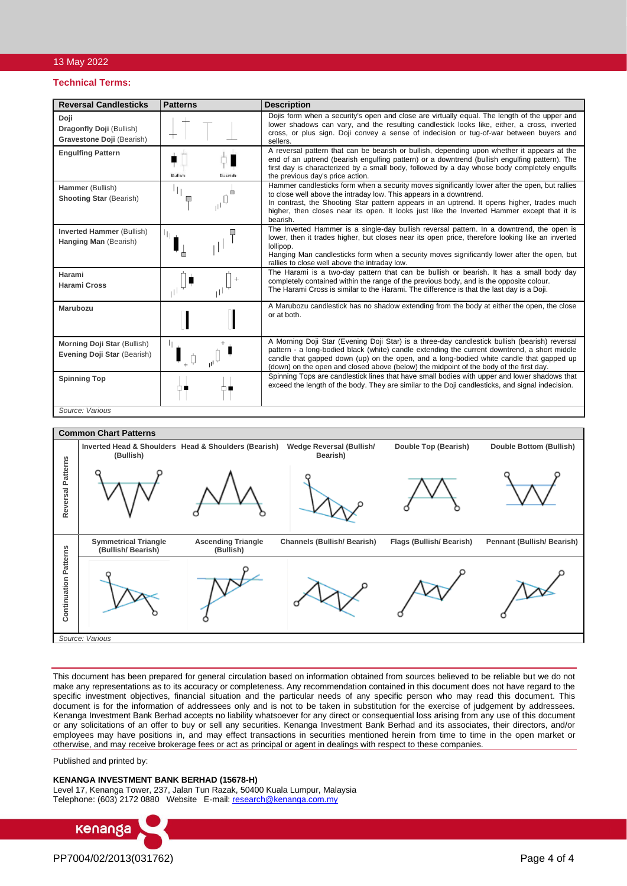13 May 2022

## Technical Terms:

| Reversal Candlesticks | Patterns | Description |
|---|---|---|
| **Doji**<br>**Dragonfly Doji** (Bullish)<br>**Gravestone Doji** (Bearish) | | Dojis form when a security's open and close are virtually equal. The length of the upper and lower shadows can vary, and the resulting candlestick looks like, either, a cross, inverted cross, or plus sign. Doji convey a sense of indecision or tug-of-war between buyers and sellers. |
| **Engulfing Pattern** | Bullish Bearish | A reversal pattern that can be bearish or bullish, depending upon whether it appears at the end of an uptrend (bearish engulfing pattern) or a downtrend (bullish engulfing pattern). The first day is characterized by a small body, followed by a day whose body completely engulfs the previous day's price action. |
| **Hammer** (Bullish)<br>**Shooting Star** (Bearish) | | Hammer candlesticks form when a security moves significantly lower after the open, but rallies to close well above the intraday low. This appears in a downtrend.<br>In contrast, the Shooting Star pattern appears in an uptrend. It opens higher, trades much higher, then closes near its open. It looks just like the Inverted Hammer except that it is bearish. |
| **Inverted Hammer** (Bullish)<br>**Hanging Man** (Bearish) | | The Inverted Hammer is a single-day bullish reversal pattern. In a downtrend, the open is lower, then it trades higher, but closes near its open price, therefore looking like an inverted lollipop.<br>Hanging Man candlesticks form when a security moves significantly lower after the open, but rallies to close well above the intraday low. |
| **Harami**<br>**Harami Cross** | | The Harami is a two-day pattern that can be bullish or bearish. It has a small body day completely contained within the range of the previous body, and is the opposite colour.<br>The Harami Cross is similar to the Harami. The difference is that the last day is a Doji. |
| **Marubozu** | | A Marubozu candlestick has no shadow extending from the body at either the open, the close or at both. |
| **Morning Doji Star** (Bullish)<br>**Evening Doji Star** (Bearish) | | A Morning Doji Star (Evening Doji Star) is a three-day candlestick bullish (bearish) reversal pattern - a long-bodied black (white) candle extending the current downtrend, a short middle candle that gapped down (up) on the open, and a long-bodied white candle that gapped up (down) on the open and closed above (below) the midpoint of the body of the first day. |
| **Spinning Top** | | Spinning Tops are candlestick lines that have small bodies with upper and lower shadows that exceed the length of the body. They are similar to the Doji candlesticks, and signal indecision. |

*Source: Various*

### Common Chart Patterns

**Reversal Patterns**

Inverted Head & Shoulders (Bullish)
Head & Shoulders (Bearish)
Wedge Reversal (Bullish/ Bearish)
Double Top (Bearish)
Double Bottom (Bullish)

**Continuation Patterns**

Symmetrical Triangle (Bullish/ Bearish)
Ascending Triangle (Bullish)
Channels (Bullish/ Bearish)
Flags (Bullish/ Bearish)
Pennant (Bullish/ Bearish)

*Source: Various*

This document has been prepared for general circulation based on information obtained from sources believed to be reliable but we do not make any representations as to its accuracy or completeness. Any recommendation contained in this document does not have regard to the specific investment objectives, financial situation and the particular needs of any specific person who may read this document. This document is for the information of addressees only and is not to be taken in substitution for the exercise of judgement by addressees. Kenanga Investment Bank Berhad accepts no liability whatsoever for any direct or consequential loss arising from any use of this document or any solicitations of an offer to buy or sell any securities. Kenanga Investment Bank Berhad and its associates, their directors, and/or employees may have positions in, and may effect transactions in securities mentioned herein from time to time in the open market or otherwise, and may receive brokerage fees or act as principal or agent in dealings with respect to these companies.

Published and printed by:

**KENANGA INVESTMENT BANK BERHAD (15678-H)**
Level 17, Kenanga Tower, 237, Jalan Tun Razak, 50400 Kuala Lumpur, Malaysia
Telephone: (603) 2172 0880 Website E-mail: research@kenanga.com.my

kenanga

PP7004/02/2013(031762)